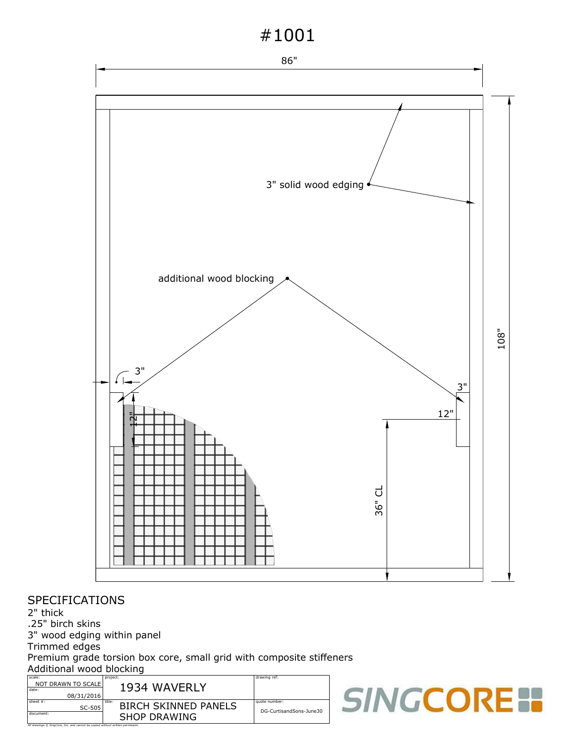# #1001

86"

108"

3" solid wood edging

additional wood blocking

3"

12"

3"

12"

36" CL

## SPECIFICATIONS

2" thick
.25" birch skins
3" wood edging within panel
Trimmed edges
Premium grade torsion box core, small grid with composite stiffeners
Additional wood blocking

| scale: NOT DRAWN TO SCALE | project: 1934 WAVERLY | drawing ref: |
|---|---|---|
| date: 08/31/2016 | | |
| sheet #: SC-505 | title: BIRCH SKINNED PANELS SHOP DRAWING | quote number: DG-CurtisandSons-June30 |
| document: | | |

All drawings © SingCore, Inc. and cannot be copied without written permission.

SINGCORE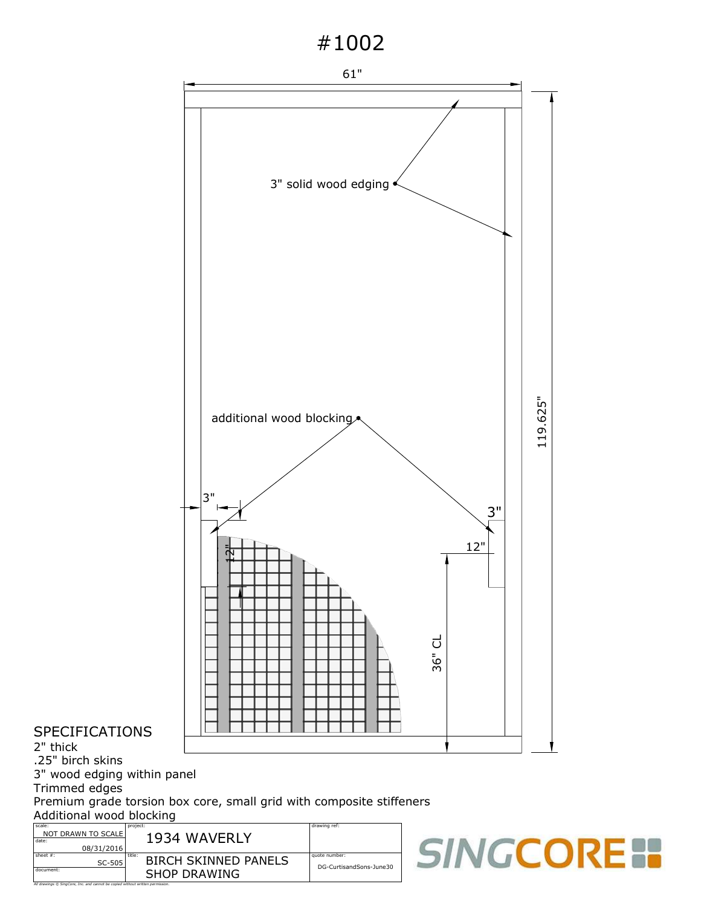# #1002

61"

119.625"

3" solid wood edging

additional wood blocking

3"

3"

12"

12"

36" CL

## SPECIFICATIONS

2" thick
.25" birch skins
3" wood edging within panel
Trimmed edges
Premium grade torsion box core, small grid with composite stiffeners
Additional wood blocking

| scale: NOT DRAWN TO SCALE | project: 1934 WAVERLY | drawing ref: |
|---|---|---|
| date: 08/31/2016 | | |
| sheet #: SC-505 | title: BIRCH SKINNED PANELS SHOP DRAWING | quote number: DG-CurtisandSons-June30 |
| document: | | |

All drawings © SingCore, Inc. and cannot be copied without written permission.

SINGCORE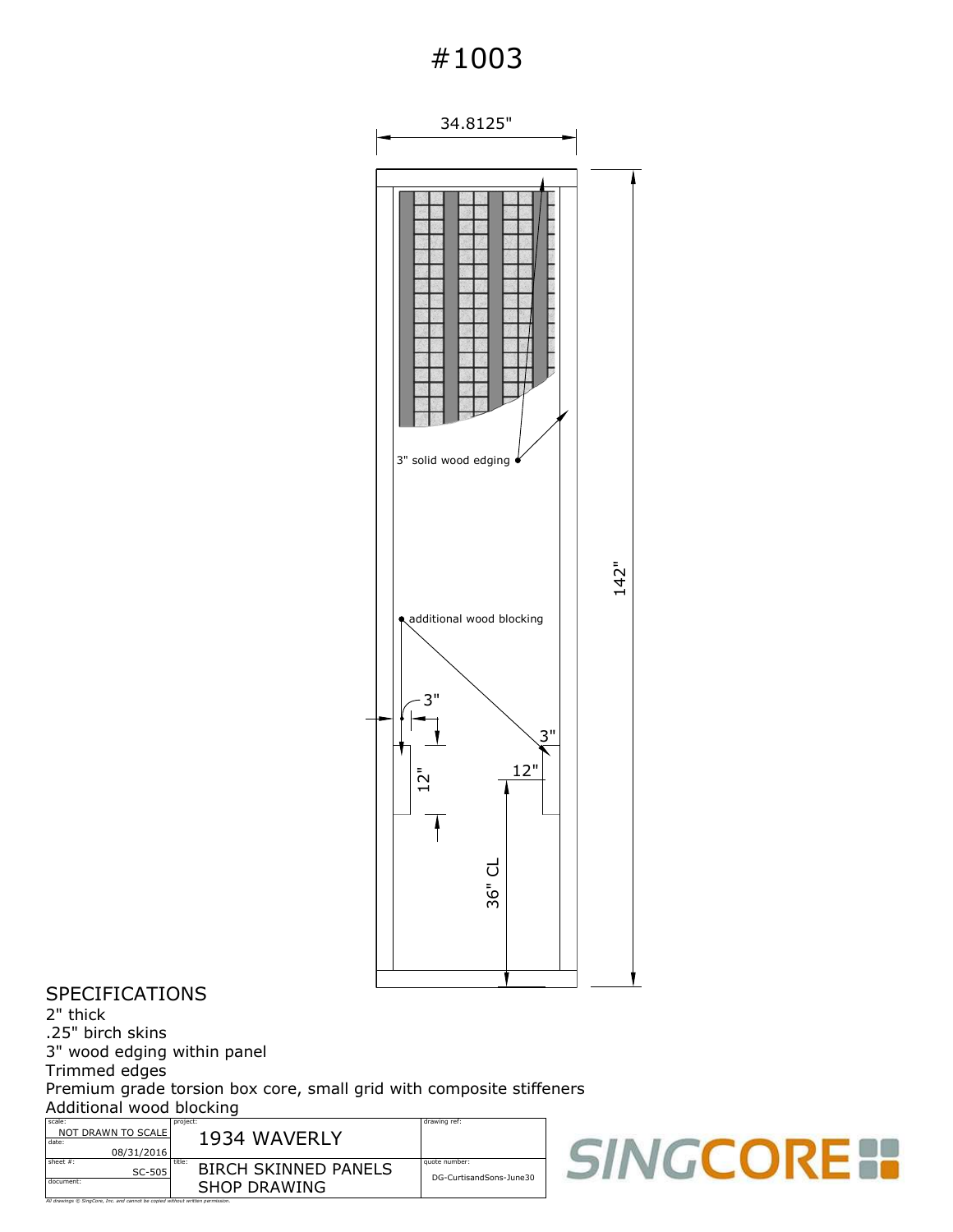# #1003

34.8125"

142"

3" solid wood edging

additional wood blocking

3"

3"

12"

12"

36" CL

## SPECIFICATIONS

2" thick
.25" birch skins
3" wood edging within panel
Trimmed edges
Premium grade torsion box core, small grid with composite stiffeners
Additional wood blocking

| | | |
|---|---|---|
| scale: NOT DRAWN TO SCALE | project: 1934 WAVERLY | drawing ref: |
| date: 08/31/2016 | | |
| sheet #: SC-505 | title: BIRCH SKINNED PANELS SHOP DRAWING | quote number: DG-CurtisandSons-June30 |
| document: | | |

*All drawings © SingCore, Inc. and cannot be copied without written permission.*

SINGCORE